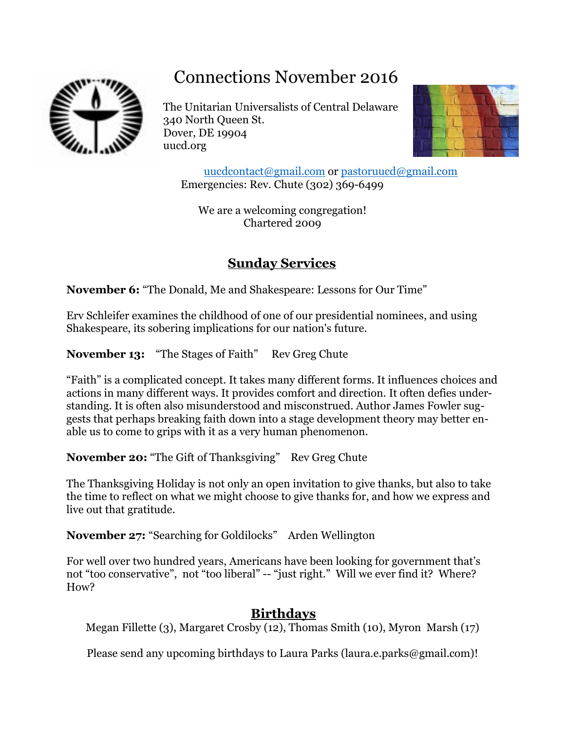# Connections November 2016

The Unitarian Universalists of Central Delaware
340 North Queen St.
Dover, DE 19904
uucd.org

uucdcontact@gmail.com or pastoruucd@gmail.com
Emergencies: Rev. Chute (302) 369-6499

We are a welcoming congregation!
Chartered 2009

## Sunday Services

**November 6:** "The Donald, Me and Shakespeare: Lessons for Our Time"

Erv Schleifer examines the childhood of one of our presidential nominees, and using Shakespeare, its sobering implications for our nation's future.

**November 13:** "The Stages of Faith" Rev Greg Chute

"Faith" is a complicated concept. It takes many different forms. It influences choices and actions in many different ways. It provides comfort and direction. It often defies understanding. It is often also misunderstood and misconstrued. Author James Fowler suggests that perhaps breaking faith down into a stage development theory may better enable us to come to grips with it as a very human phenomenon.

**November 20:** "The Gift of Thanksgiving" Rev Greg Chute

The Thanksgiving Holiday is not only an open invitation to give thanks, but also to take the time to reflect on what we might choose to give thanks for, and how we express and live out that gratitude.

**November 27:** "Searching for Goldilocks" Arden Wellington

For well over two hundred years, Americans have been looking for government that's not "too conservative", not "too liberal" -- "just right." Will we ever find it? Where? How?

## Birthdays

Megan Fillette (3), Margaret Crosby (12), Thomas Smith (10), Myron Marsh (17)

Please send any upcoming birthdays to Laura Parks (laura.e.parks@gmail.com)!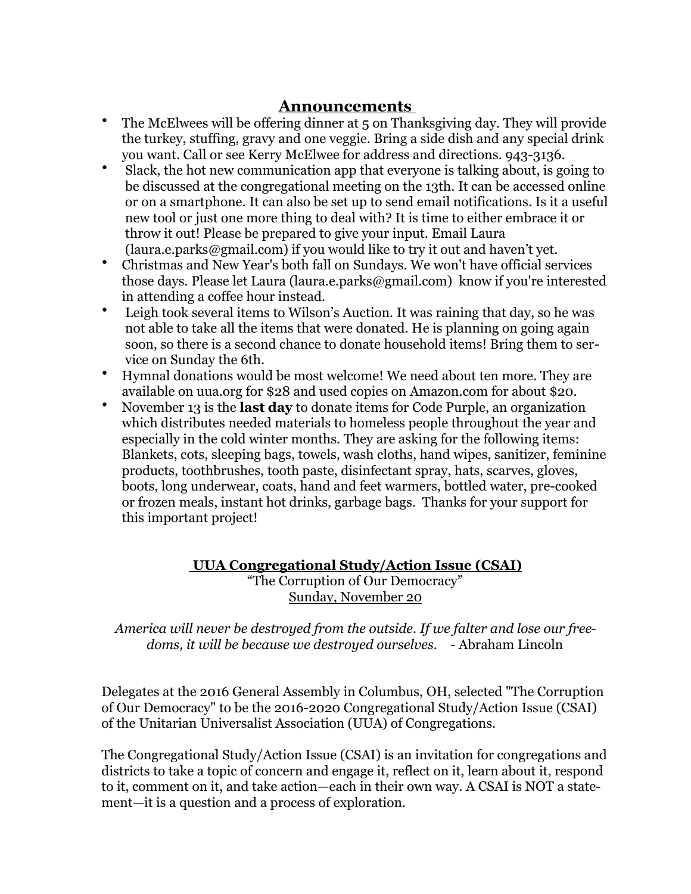## Announcements

- The McElwees will be offering dinner at 5 on Thanksgiving day. They will provide the turkey, stuffing, gravy and one veggie. Bring a side dish and any special drink you want. Call or see Kerry McElwee for address and directions. 943-3136.
- Slack, the hot new communication app that everyone is talking about, is going to be discussed at the congregational meeting on the 13th. It can be accessed online or on a smartphone. It can also be set up to send email notifications. Is it a useful new tool or just one more thing to deal with? It is time to either embrace it or throw it out! Please be prepared to give your input. Email Laura (laura.e.parks@gmail.com) if you would like to try it out and haven't yet.
- Christmas and New Year's both fall on Sundays. We won't have official services those days. Please let Laura (laura.e.parks@gmail.com) know if you're interested in attending a coffee hour instead.
- Leigh took several items to Wilson's Auction. It was raining that day, so he was not able to take all the items that were donated. He is planning on going again soon, so there is a second chance to donate household items! Bring them to service on Sunday the 6th.
- Hymnal donations would be most welcome! We need about ten more. They are available on uua.org for $28 and used copies on Amazon.com for about $20.
- November 13 is the **last day** to donate items for Code Purple, an organization which distributes needed materials to homeless people throughout the year and especially in the cold winter months. They are asking for the following items: Blankets, cots, sleeping bags, towels, wash cloths, hand wipes, sanitizer, feminine products, toothbrushes, tooth paste, disinfectant spray, hats, scarves, gloves, boots, long underwear, coats, hand and feet warmers, bottled water, pre-cooked or frozen meals, instant hot drinks, garbage bags. Thanks for your support for this important project!

## UUA Congregational Study/Action Issue (CSAI)

"The Corruption of Our Democracy"

Sunday, November 20

*America will never be destroyed from the outside. If we falter and lose our freedoms, it will be because we destroyed ourselves.* - Abraham Lincoln

Delegates at the 2016 General Assembly in Columbus, OH, selected "The Corruption of Our Democracy" to be the 2016-2020 Congregational Study/Action Issue (CSAI) of the Unitarian Universalist Association (UUA) of Congregations.

The Congregational Study/Action Issue (CSAI) is an invitation for congregations and districts to take a topic of concern and engage it, reflect on it, learn about it, respond to it, comment on it, and take action—each in their own way. A CSAI is NOT a statement—it is a question and a process of exploration.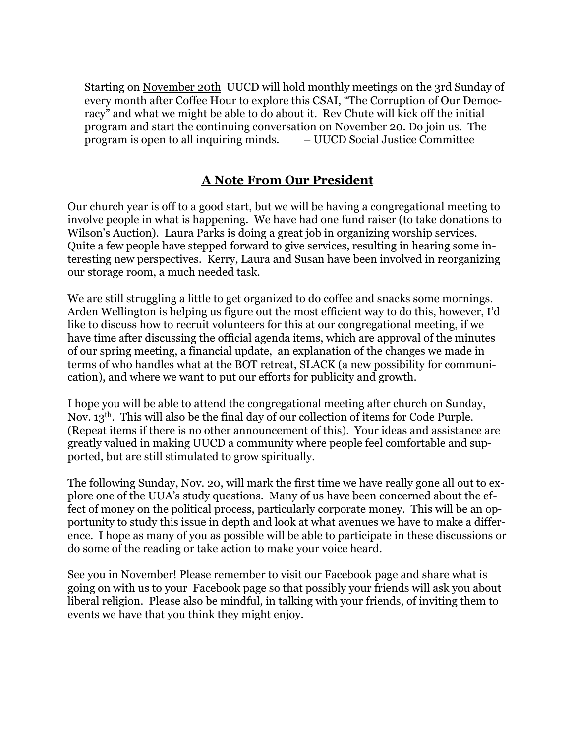Starting on November 20th UUCD will hold monthly meetings on the 3rd Sunday of every month after Coffee Hour to explore this CSAI, "The Corruption of Our Democracy" and what we might be able to do about it. Rev Chute will kick off the initial program and start the continuing conversation on November 20. Do join us. The program is open to all inquiring minds. – UUCD Social Justice Committee

## A Note From Our President

Our church year is off to a good start, but we will be having a congregational meeting to involve people in what is happening. We have had one fund raiser (to take donations to Wilson's Auction). Laura Parks is doing a great job in organizing worship services. Quite a few people have stepped forward to give services, resulting in hearing some interesting new perspectives. Kerry, Laura and Susan have been involved in reorganizing our storage room, a much needed task.

We are still struggling a little to get organized to do coffee and snacks some mornings. Arden Wellington is helping us figure out the most efficient way to do this, however, I'd like to discuss how to recruit volunteers for this at our congregational meeting, if we have time after discussing the official agenda items, which are approval of the minutes of our spring meeting, a financial update, an explanation of the changes we made in terms of who handles what at the BOT retreat, SLACK (a new possibility for communication), and where we want to put our efforts for publicity and growth.

I hope you will be able to attend the congregational meeting after church on Sunday, Nov. 13th. This will also be the final day of our collection of items for Code Purple. (Repeat items if there is no other announcement of this). Your ideas and assistance are greatly valued in making UUCD a community where people feel comfortable and supported, but are still stimulated to grow spiritually.

The following Sunday, Nov. 20, will mark the first time we have really gone all out to explore one of the UUA's study questions. Many of us have been concerned about the effect of money on the political process, particularly corporate money. This will be an opportunity to study this issue in depth and look at what avenues we have to make a difference. I hope as many of you as possible will be able to participate in these discussions or do some of the reading or take action to make your voice heard.

See you in November! Please remember to visit our Facebook page and share what is going on with us to your Facebook page so that possibly your friends will ask you about liberal religion. Please also be mindful, in talking with your friends, of inviting them to events we have that you think they might enjoy.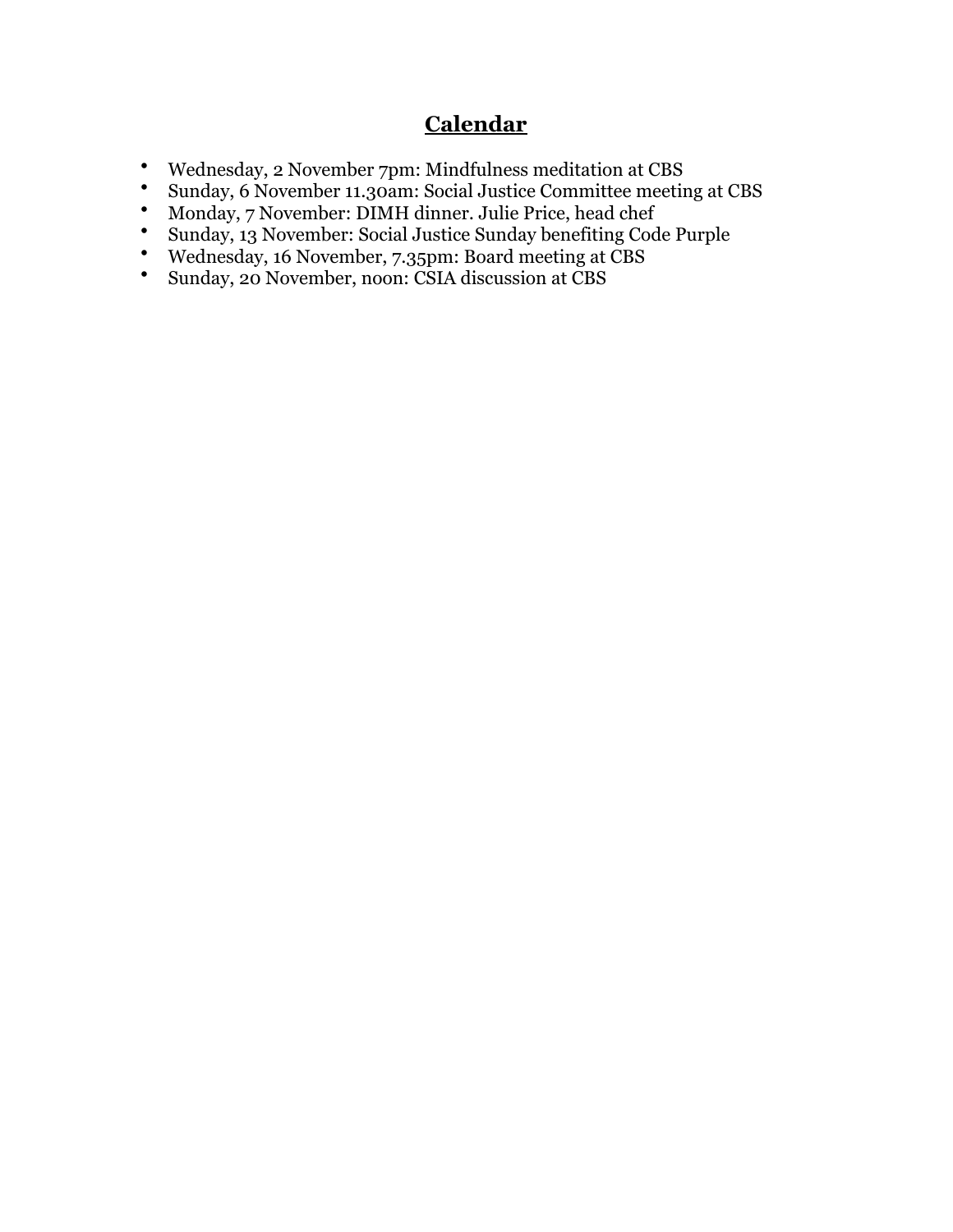# Calendar

- Wednesday, 2 November 7pm: Mindfulness meditation at CBS
- Sunday, 6 November 11.30am: Social Justice Committee meeting at CBS
- Monday, 7 November: DIMH dinner. Julie Price, head chef
- Sunday, 13 November: Social Justice Sunday benefiting Code Purple
- Wednesday, 16 November, 7.35pm: Board meeting at CBS
- Sunday, 20 November, noon: CSIA discussion at CBS